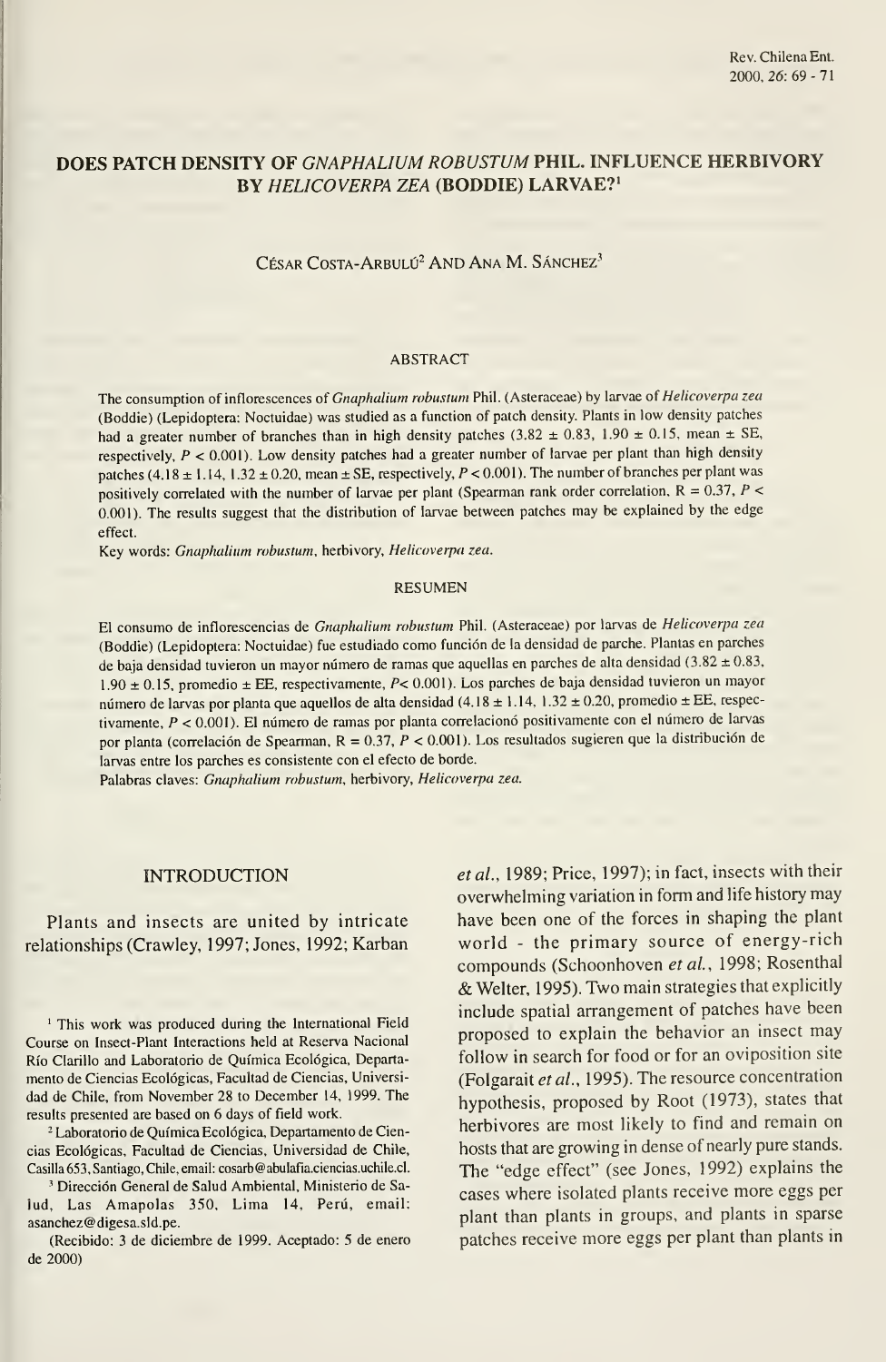# DOES PATCH DENSITY OF *GNAPHALIUM ROBUSTUM* PHIL. INFLUENCE HERBIVORY BY *HELICOVERPA ZEA* (BODDIE) LARVAE?[1]

CÉSAR COSTA-ARBULÚ[2] AND ANA M. SÁNCHEZ[3]

## ABSTRACT

The consumption of inflorescences of *Gnaphalium robustum* Phil. (Asteraceae) by larvae of *Helicoverpa zea* (Boddie) (Lepidoptera: Noctuidae) was studied as a function of patch density. Plants in low density patches had a greater number of branches than in high density patches (3.82 ± 0.83, 1.90 ± 0.15, mean ± SE, respectively, $P < 0.001$). Low density patches had a greater number of larvae per plant than high density patches (4.18 ± 1.14, 1.32 ± 0.20, mean ± SE, respectively, $P < 0.001$). The number of branches per plant was positively correlated with the number of larvae per plant (Spearman rank order correlation, $R = 0.37$, $P < 0.001$). The results suggest that the distribution of larvae between patches may be explained by the edge effect.

Key words: *Gnaphalium robustum*, herbivory, *Helicoverpa zea*.

## RESUMEN

El consumo de inflorescencias de *Gnaphalium robustum* Phil. (Asteraceae) por larvas de *Helicoverpa zea* (Boddie) (Lepidoptera: Noctuidae) fue estudiado como función de la densidad de parche. Plantas en parches de baja densidad tuvieron un mayor número de ramas que aquellas en parches de alta densidad (3.82 ± 0.83, 1.90 ± 0.15, promedio ± EE, respectivamente, $P < 0.001$). Los parches de baja densidad tuvieron un mayor número de larvas por planta que aquellos de alta densidad (4.18 ± 1.14, 1.32 ± 0.20, promedio ± EE, respectivamente, $P < 0.001$). El número de ramas por planta correlacionó positivamente con el número de larvas por planta (correlación de Spearman, $R = 0.37$, $P < 0.001$). Los resultados sugieren que la distribución de larvas entre los parches es consistente con el efecto de borde.

Palabras claves: *Gnaphalium robustum*, herbivory, *Helicoverpa zea*.

## INTRODUCTION

Plants and insects are united by intricate relationships (Crawley, 1997; Jones, 1992; Karban *et al.*, 1989; Price, 1997); in fact, insects with their overwhelming variation in form and life history may have been one of the forces in shaping the plant world - the primary source of energy-rich compounds (Schoonhoven *et al.*, 1998; Rosenthal & Welter, 1995). Two main strategies that explicitly include spatial arrangement of patches have been proposed to explain the behavior an insect may follow in search for food or for an oviposition site (Folgarait *et al.*, 1995). The resource concentration hypothesis, proposed by Root (1973), states that herbivores are most likely to find and remain on hosts that are growing in dense of nearly pure stands. The "edge effect" (see Jones, 1992) explains the cases where isolated plants receive more eggs per plant than plants in groups, and plants in sparse patches receive more eggs per plant than plants in

---

[1] This work was produced during the International Field Course on Insect-Plant Interactions held at Reserva Nacional Río Clarillo and Laboratorio de Química Ecológica, Departamento de Ciencias Ecológicas, Facultad de Ciencias, Universidad de Chile, from November 28 to December 14, 1999. The results presented are based on 6 days of field work.

[2] Laboratorio de Química Ecológica, Departamento de Ciencias Ecológicas, Facultad de Ciencias, Universidad de Chile, Casilla 653, Santiago, Chile, email: cosarb@abulafia.ciencias.uchile.cl.

[3] Dirección General de Salud Ambiental, Ministerio de Salud, Las Amapolas 350, Lima 14, Perú, email: asanchez@digesa.sld.pe.

(Recibido: 3 de diciembre de 1999. Aceptado: 5 de enero de 2000)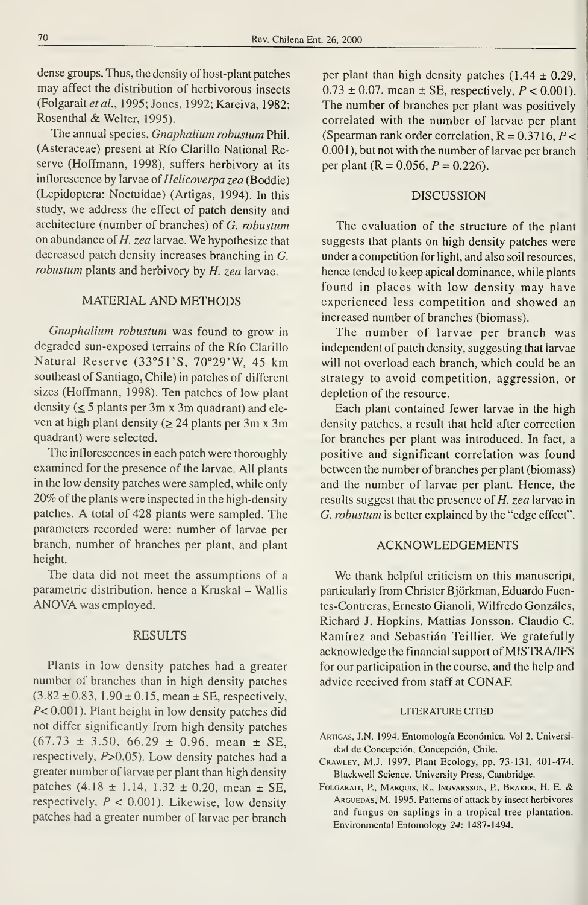dense groups. Thus, the density of host-plant patches may affect the distribution of herbivorous insects (Folgarait *et al.*, 1995; Jones, 1992; Kareiva, 1982; Rosenthal & Welter, 1995).

The annual species, *Gnaphalium robustum* Phil. (Asteraceae) present at Río Clarillo National Reserve (Hoffmann, 1998), suffers herbivory at its inflorescence by larvae of *Helicoverpa zea* (Boddie) (Lepidoptera: Noctuidae) (Artigas, 1994). In this study, we address the effect of patch density and architecture (number of branches) of *G. robustum* on abundance of *H. zea* larvae. We hypothesize that decreased patch density increases branching in *G. robustum* plants and herbivory by *H. zea* larvae.

## MATERIAL AND METHODS

*Gnaphalium robustum* was found to grow in degraded sun-exposed terrains of the Río Clarillo Natural Reserve (33°51'S, 70°29'W, 45 km southeast of Santiago, Chile) in patches of different sizes (Hoffmann, 1998). Ten patches of low plant density ($\leq$ 5 plants per 3m x 3m quadrant) and eleven at high plant density ($\geq$ 24 plants per 3m x 3m quadrant) were selected.

The inflorescences in each patch were thoroughly examined for the presence of the larvae. All plants in the low density patches were sampled, while only 20% of the plants were inspected in the high-density patches. A total of 428 plants were sampled. The parameters recorded were: number of larvae per branch, number of branches per plant, and plant height.

The data did not meet the assumptions of a parametric distribution, hence a Kruskal – Wallis ANOVA was employed.

## RESULTS

Plants in low density patches had a greater number of branches than in high density patches (3.82 ± 0.83, 1.90 ± 0.15, mean ± SE, respectively, $P$< 0.001). Plant height in low density patches did not differ significantly from high density patches (67.73 ± 3.50, 66.29 ± 0.96, mean ± SE, respectively, $P$>0,05). Low density patches had a greater number of larvae per plant than high density patches (4.18 ± 1.14, 1.32 ± 0.20, mean ± SE, respectively, $P$ < 0.001). Likewise, low density patches had a greater number of larvae per branch per plant than high density patches (1.44 ± 0.29, 0.73 ± 0.07, mean ± SE, respectively, $P$ < 0.001). The number of branches per plant was positively correlated with the number of larvae per plant (Spearman rank order correlation, R = 0.3716, $P$ < 0.001), but not with the number of larvae per branch per plant (R = 0.056, $P$ = 0.226).

## DISCUSSION

The evaluation of the structure of the plant suggests that plants on high density patches were under a competition for light, and also soil resources, hence tended to keep apical dominance, while plants found in places with low density may have experienced less competition and showed an increased number of branches (biomass).

The number of larvae per branch was independent of patch density, suggesting that larvae will not overload each branch, which could be an strategy to avoid competition, aggression, or depletion of the resource.

Each plant contained fewer larvae in the high density patches, a result that held after correction for branches per plant was introduced. In fact, a positive and significant correlation was found between the number of branches per plant (biomass) and the number of larvae per plant. Hence, the results suggest that the presence of *H. zea* larvae in *G. robustum* is better explained by the "edge effect".

## ACKNOWLEDGEMENTS

We thank helpful criticism on this manuscript, particularly from Christer Björkman, Eduardo Fuentes-Contreras, Ernesto Gianoli, Wilfredo Gonzáles, Richard J. Hopkins, Mattias Jonsson, Claudio C. Ramírez and Sebastián Teillier. We gratefully acknowledge the financial support of MISTRA/IFS for our participation in the course, and the help and advice received from staff at CONAF.

## LITERATURE CITED

Artigas, J.N. 1994. Entomología Económica. Vol 2. Universidad de Concepción, Concepción, Chile.

Crawley, M.J. 1997. Plant Ecology, pp. 73-131, 401-474. Blackwell Science. University Press, Cambridge.

Folgarait, P., Marquis, R., Ingvarsson, P., Braker, H. E. & Arguedas, M. 1995. Patterns of attack by insect herbivores and fungus on saplings in a tropical tree plantation. Environmental Entomology *24*: 1487-1494.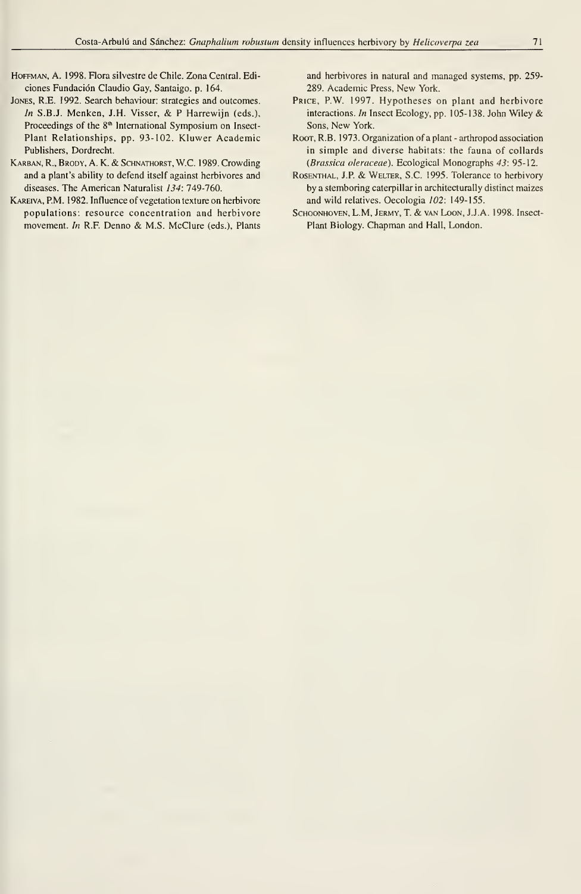Hoffman, A. 1998. Flora silvestre de Chile. Zona Central. Ediciones Fundación Claudio Gay, Santaigo. p. 164.

Jones, R.E. 1992. Search behaviour: strategies and outcomes. *In* S.B.J. Menken, J.H. Visser, & P Harrewijn (eds.), Proceedings of the 8[th] International Symposium on Insect-Plant Relationships, pp. 93-102. Kluwer Academic Publishers, Dordrecht.

Karban, R., Brody, A. K. & Schnathorst, W.C. 1989. Crowding and a plant's ability to defend itself against herbivores and diseases. The American Naturalist *134*: 749-760.

Kareiva, P.M. 1982. Influence of vegetation texture on herbivore populations: resource concentration and herbivore movement. *In* R.F. Denno & M.S. McClure (eds.), Plants and herbivores in natural and managed systems, pp. 259-289. Academic Press, New York.

Price, P.W. 1997. Hypotheses on plant and herbivore interactions. *In* Insect Ecology, pp. 105-138. John Wiley & Sons, New York.

Root, R.B. 1973. Organization of a plant - arthropod association in simple and diverse habitats: the fauna of collards (*Brassica oleraceae*). Ecological Monographs *43*: 95-12.

Rosenthal, J.P. & Welter, S.C. 1995. Tolerance to herbivory by a stemboring caterpillar in architecturally distinct maizes and wild relatives. Oecologia *102*: 149-155.

Schoonhoven, L.M, Jermy, T. & van Loon, J.J.A. 1998. Insect-Plant Biology. Chapman and Hall, London.